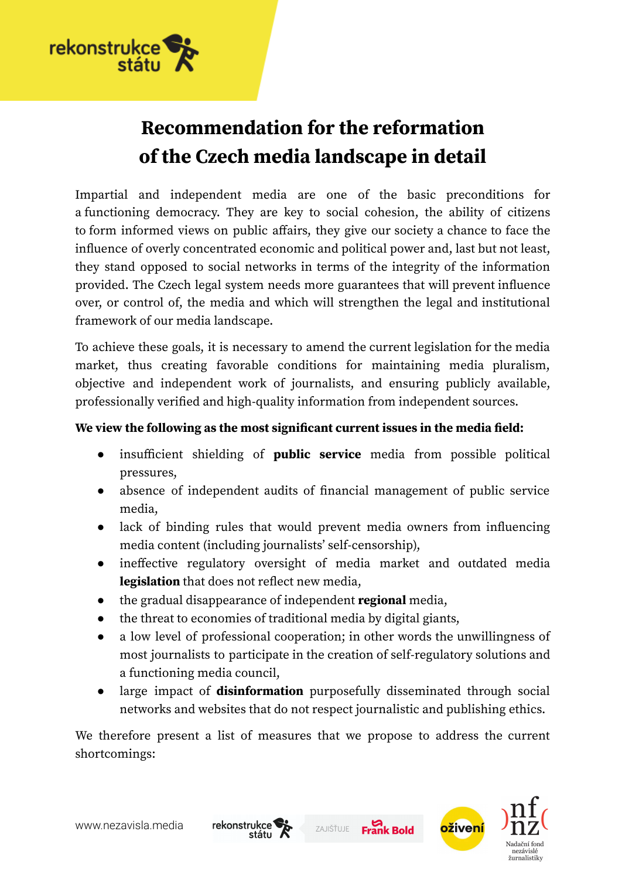# Recommendation for the reformation of the Czech media landscape in detail

Impartial and independent media are one of the basic preconditions for a functioning democracy. They are key to social cohesion, the ability of citizens to form informed views on public affairs, they give our society a chance to face the influence of overly concentrated economic and political power and, last but not least, they stand opposed to social networks in terms of the integrity of the information provided. The Czech legal system needs more guarantees that will prevent influence over, or control of, the media and which will strengthen the legal and institutional framework of our media landscape.

To achieve these goals, it is necessary to amend the current legislation for the media market, thus creating favorable conditions for maintaining media pluralism, objective and independent work of journalists, and ensuring publicly available, professionally verified and high-quality information from independent sources.

**We view the following as the most significant current issues in the media field:**

- insufficient shielding of **public service** media from possible political pressures,
- absence of independent audits of financial management of public service media,
- lack of binding rules that would prevent media owners from influencing media content (including journalists' self-censorship),
- ineffective regulatory oversight of media market and outdated media **legislation** that does not reflect new media,
- the gradual disappearance of independent **regional** media,
- the threat to economies of traditional media by digital giants,
- a low level of professional cooperation; in other words the unwillingness of most journalists to participate in the creation of self-regulatory solutions and a functioning media council,
- large impact of **disinformation** purposefully disseminated through social networks and websites that do not respect journalistic and publishing ethics.

We therefore present a list of measures that we propose to address the current shortcomings: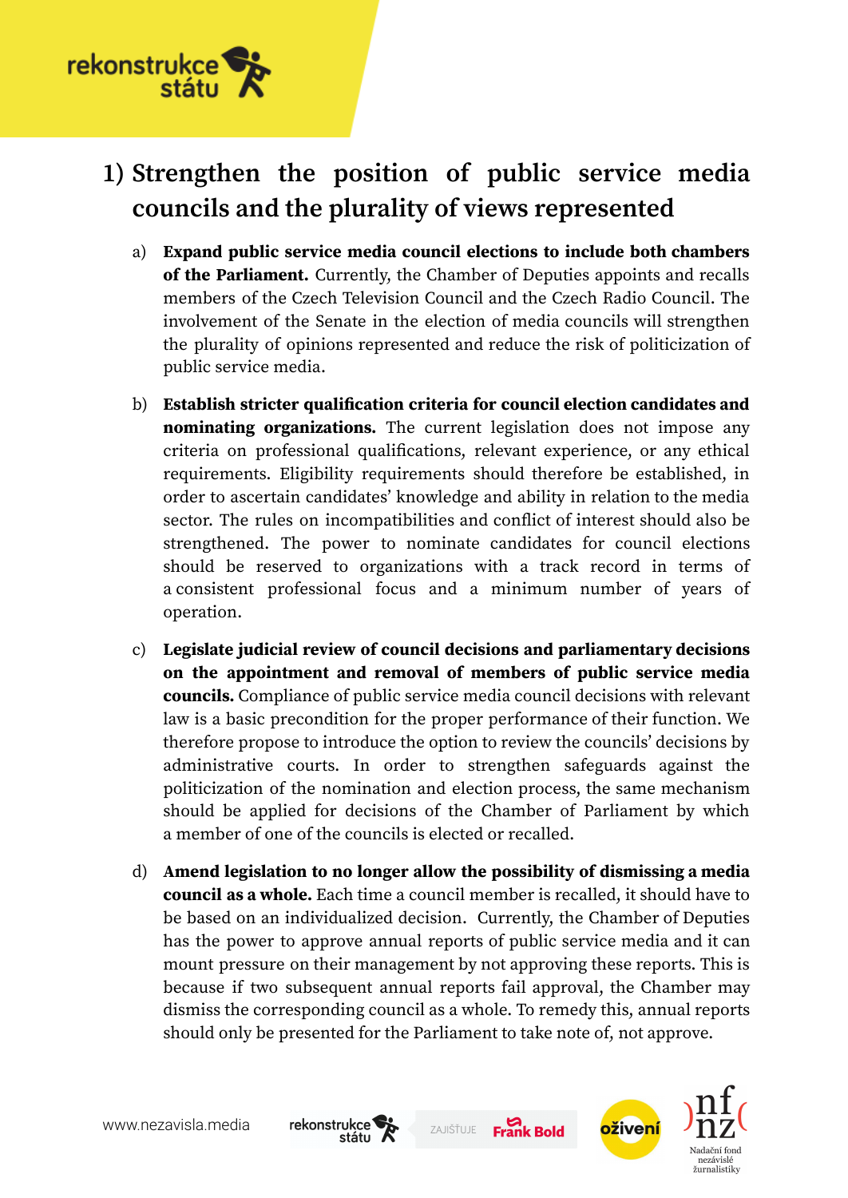## 1) Strengthen the position of public service media councils and the plurality of views represented

a) **Expand public service media council elections to include both chambers of the Parliament.** Currently, the Chamber of Deputies appoints and recalls members of the Czech Television Council and the Czech Radio Council. The involvement of the Senate in the election of media councils will strengthen the plurality of opinions represented and reduce the risk of politicization of public service media.

b) **Establish stricter qualification criteria for council election candidates and nominating organizations.** The current legislation does not impose any criteria on professional qualifications, relevant experience, or any ethical requirements. Eligibility requirements should therefore be established, in order to ascertain candidates' knowledge and ability in relation to the media sector. The rules on incompatibilities and conflict of interest should also be strengthened. The power to nominate candidates for council elections should be reserved to organizations with a track record in terms of a consistent professional focus and a minimum number of years of operation.

c) **Legislate judicial review of council decisions and parliamentary decisions on the appointment and removal of members of public service media councils.** Compliance of public service media council decisions with relevant law is a basic precondition for the proper performance of their function. We therefore propose to introduce the option to review the councils' decisions by administrative courts. In order to strengthen safeguards against the politicization of the nomination and election process, the same mechanism should be applied for decisions of the Chamber of Parliament by which a member of one of the councils is elected or recalled.

d) **Amend legislation to no longer allow the possibility of dismissing a media council as a whole.** Each time a council member is recalled, it should have to be based on an individualized decision. Currently, the Chamber of Deputies has the power to approve annual reports of public service media and it can mount pressure on their management by not approving these reports. This is because if two subsequent annual reports fail approval, the Chamber may dismiss the corresponding council as a whole. To remedy this, annual reports should only be presented for the Parliament to take note of, not approve.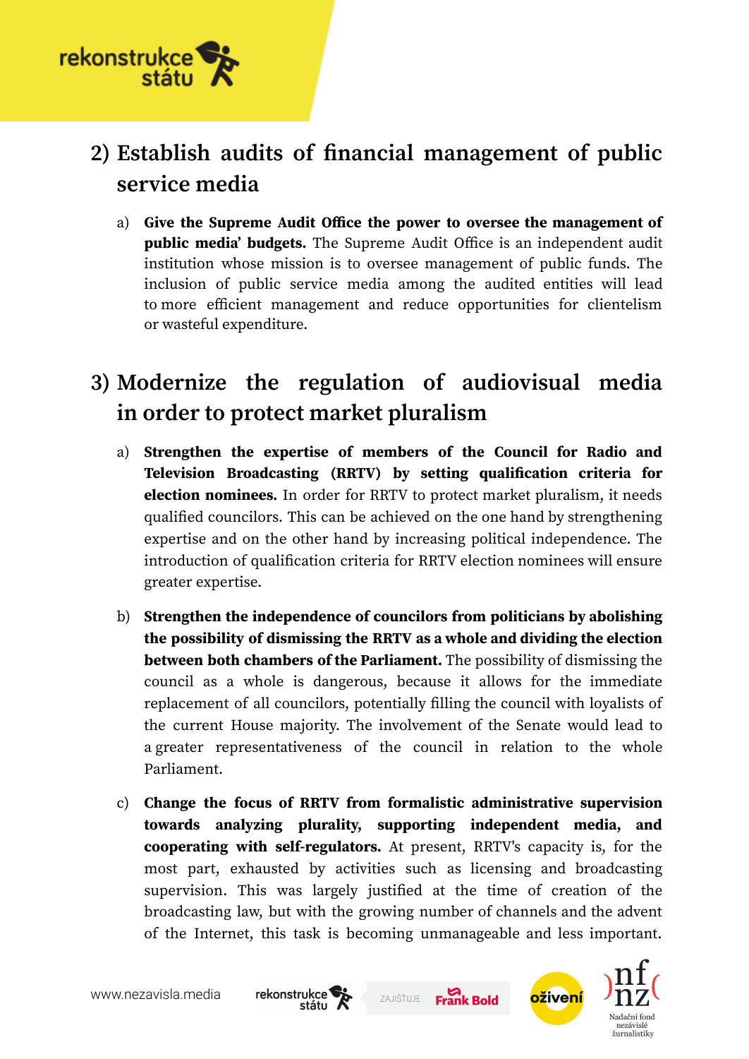## 2) Establish audits of financial management of public service media

a) **Give the Supreme Audit Office the power to oversee the management of public media' budgets.** The Supreme Audit Office is an independent audit institution whose mission is to oversee management of public funds. The inclusion of public service media among the audited entities will lead to more efficient management and reduce opportunities for clientelism or wasteful expenditure.

## 3) Modernize the regulation of audiovisual media in order to protect market pluralism

a) **Strengthen the expertise of members of the Council for Radio and Television Broadcasting (RRTV) by setting qualification criteria for election nominees.** In order for RRTV to protect market pluralism, it needs qualified councilors. This can be achieved on the one hand by strengthening expertise and on the other hand by increasing political independence. The introduction of qualification criteria for RRTV election nominees will ensure greater expertise.

b) **Strengthen the independence of councilors from politicians by abolishing the possibility of dismissing the RRTV as a whole and dividing the election between both chambers of the Parliament.** The possibility of dismissing the council as a whole is dangerous, because it allows for the immediate replacement of all councilors, potentially filling the council with loyalists of the current House majority. The involvement of the Senate would lead to a greater representativeness of the council in relation to the whole Parliament.

c) **Change the focus of RRTV from formalistic administrative supervision towards analyzing plurality, supporting independent media, and cooperating with self-regulators.** At present, RRTV's capacity is, for the most part, exhausted by activities such as licensing and broadcasting supervision. This was largely justified at the time of creation of the broadcasting law, but with the growing number of channels and the advent of the Internet, this task is becoming unmanageable and less important.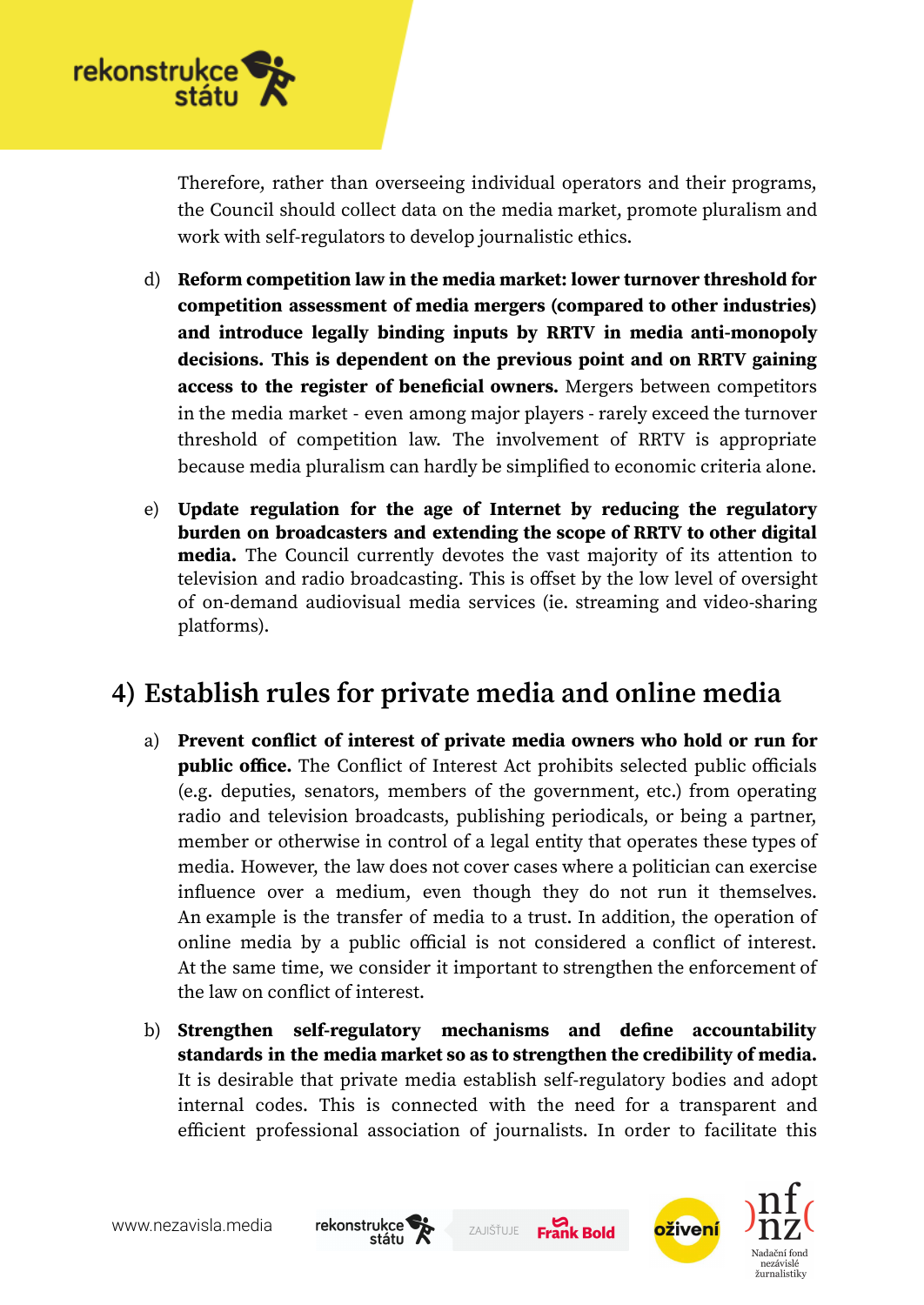Therefore, rather than overseeing individual operators and their programs, the Council should collect data on the media market, promote pluralism and work with self-regulators to develop journalistic ethics.

d) **Reform competition law in the media market: lower turnover threshold for competition assessment of media mergers (compared to other industries) and introduce legally binding inputs by RRTV in media anti-monopoly decisions. This is dependent on the previous point and on RRTV gaining access to the register of beneficial owners.** Mergers between competitors in the media market - even among major players - rarely exceed the turnover threshold of competition law. The involvement of RRTV is appropriate because media pluralism can hardly be simplified to economic criteria alone.

e) **Update regulation for the age of Internet by reducing the regulatory burden on broadcasters and extending the scope of RRTV to other digital media.** The Council currently devotes the vast majority of its attention to television and radio broadcasting. This is offset by the low level of oversight of on-demand audiovisual media services (ie. streaming and video-sharing platforms).

## 4) Establish rules for private media and online media

a) **Prevent conflict of interest of private media owners who hold or run for public office.** The Conflict of Interest Act prohibits selected public officials (e.g. deputies, senators, members of the government, etc.) from operating radio and television broadcasts, publishing periodicals, or being a partner, member or otherwise in control of a legal entity that operates these types of media. However, the law does not cover cases where a politician can exercise influence over a medium, even though they do not run it themselves. An example is the transfer of media to a trust. In addition, the operation of online media by a public official is not considered a conflict of interest. At the same time, we consider it important to strengthen the enforcement of the law on conflict of interest.

b) **Strengthen self-regulatory mechanisms and define accountability standards in the media market so as to strengthen the credibility of media.** It is desirable that private media establish self-regulatory bodies and adopt internal codes. This is connected with the need for a transparent and efficient professional association of journalists. In order to facilitate this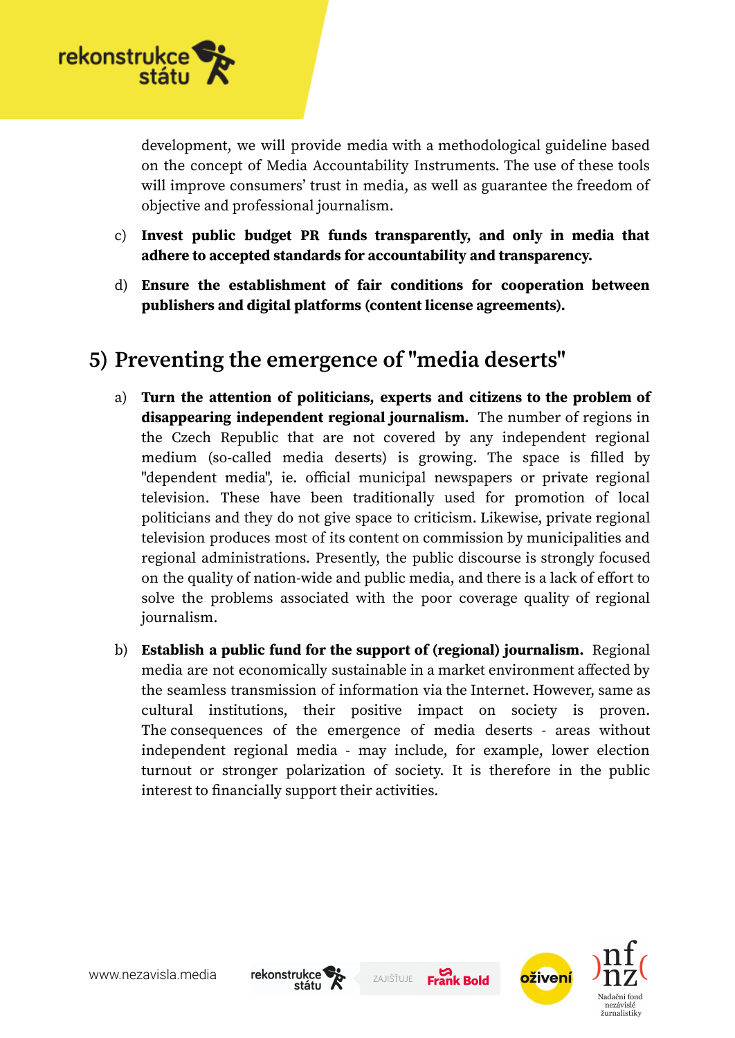development, we will provide media with a methodological guideline based on the concept of Media Accountability Instruments. The use of these tools will improve consumers' trust in media, as well as guarantee the freedom of objective and professional journalism.

c) **Invest public budget PR funds transparently, and only in media that adhere to accepted standards for accountability and transparency.**

d) **Ensure the establishment of fair conditions for cooperation between publishers and digital platforms (content license agreements).**

## 5) Preventing the emergence of "media deserts"

a) **Turn the attention of politicians, experts and citizens to the problem of disappearing independent regional journalism.** The number of regions in the Czech Republic that are not covered by any independent regional medium (so-called media deserts) is growing. The space is filled by "dependent media", ie. official municipal newspapers or private regional television. These have been traditionally used for promotion of local politicians and they do not give space to criticism. Likewise, private regional television produces most of its content on commission by municipalities and regional administrations. Presently, the public discourse is strongly focused on the quality of nation-wide and public media, and there is a lack of effort to solve the problems associated with the poor coverage quality of regional journalism.

b) **Establish a public fund for the support of (regional) journalism.** Regional media are not economically sustainable in a market environment affected by the seamless transmission of information via the Internet. However, same as cultural institutions, their positive impact on society is proven. The consequences of the emergence of media deserts - areas without independent regional media - may include, for example, lower election turnout or stronger polarization of society. It is therefore in the public interest to financially support their activities.